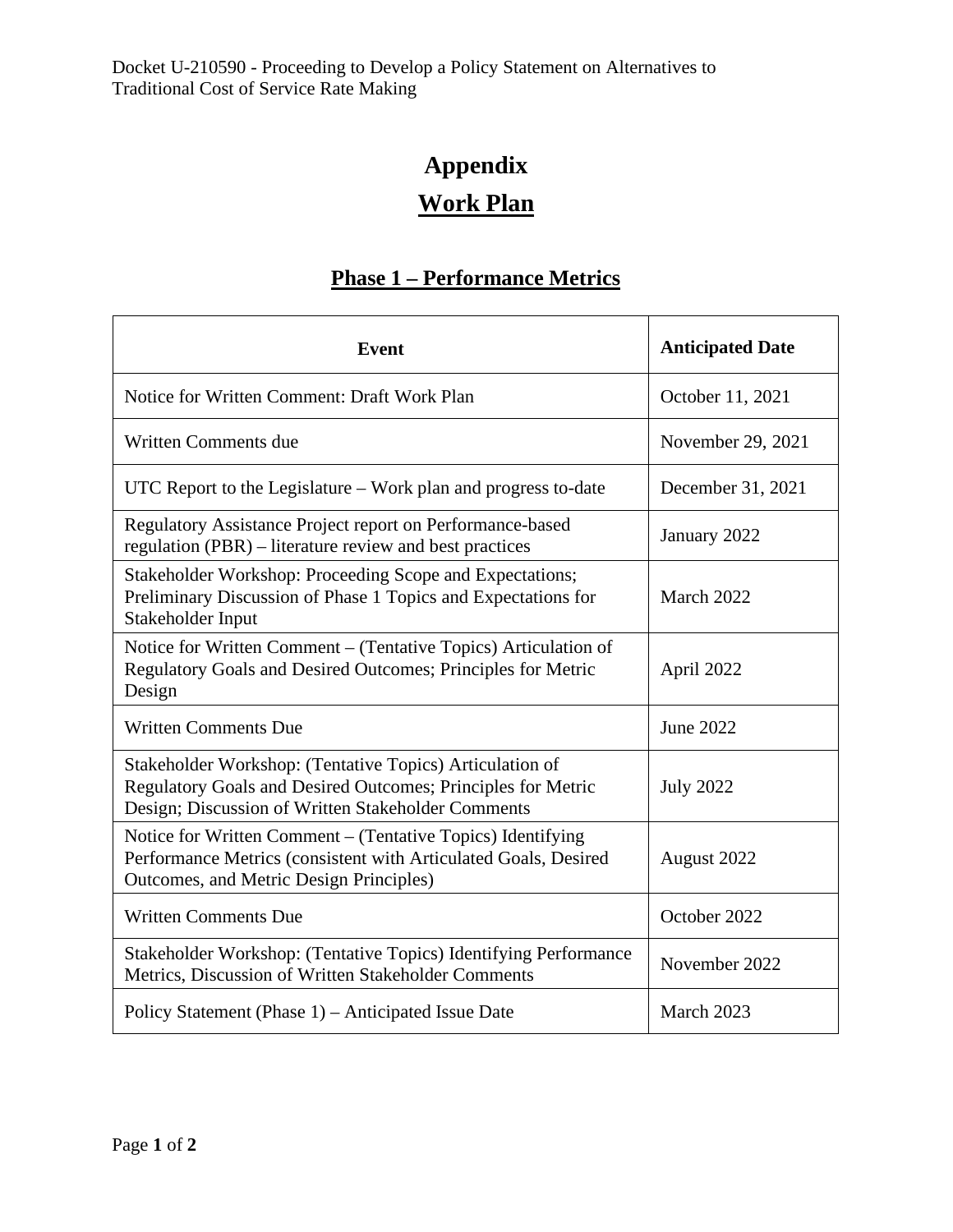Docket U-210590 - Proceeding to Develop a Policy Statement on Alternatives to Traditional Cost of Service Rate Making

# Appendix

# Work Plan

## Phase 1 – Performance Metrics

| Event | Anticipated Date |
|---|---|
| Notice for Written Comment: Draft Work Plan | October 11, 2021 |
| Written Comments due | November 29, 2021 |
| UTC Report to the Legislature – Work plan and progress to-date | December 31, 2021 |
| Regulatory Assistance Project report on Performance-based regulation (PBR) – literature review and best practices | January 2022 |
| Stakeholder Workshop: Proceeding Scope and Expectations; Preliminary Discussion of Phase 1 Topics and Expectations for Stakeholder Input | March 2022 |
| Notice for Written Comment – (Tentative Topics) Articulation of Regulatory Goals and Desired Outcomes; Principles for Metric Design | April 2022 |
| Written Comments Due | June 2022 |
| Stakeholder Workshop: (Tentative Topics) Articulation of Regulatory Goals and Desired Outcomes; Principles for Metric Design; Discussion of Written Stakeholder Comments | July 2022 |
| Notice for Written Comment – (Tentative Topics) Identifying Performance Metrics (consistent with Articulated Goals, Desired Outcomes, and Metric Design Principles) | August 2022 |
| Written Comments Due | October 2022 |
| Stakeholder Workshop: (Tentative Topics) Identifying Performance Metrics, Discussion of Written Stakeholder Comments | November 2022 |
| Policy Statement (Phase 1) – Anticipated Issue Date | March 2023 |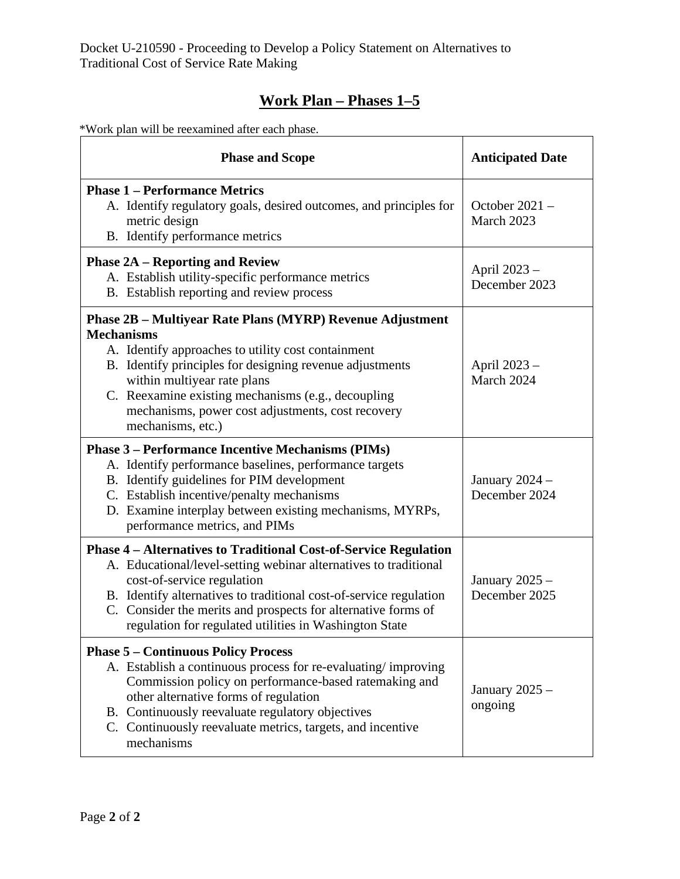Docket U-210590 - Proceeding to Develop a Policy Statement on Alternatives to Traditional Cost of Service Rate Making

# Work Plan – Phases 1–5

*Work plan will be reexamined after each phase.

| Phase and Scope | Anticipated Date |
|---|---|
| **Phase 1 – Performance Metrics**<br>A. Identify regulatory goals, desired outcomes, and principles for metric design<br>B. Identify performance metrics | October 2021 – March 2023 |
| **Phase 2A – Reporting and Review**<br>A. Establish utility-specific performance metrics<br>B. Establish reporting and review process | April 2023 – December 2023 |
| **Phase 2B – Multiyear Rate Plans (MYRP) Revenue Adjustment Mechanisms**<br>A. Identify approaches to utility cost containment<br>B. Identify principles for designing revenue adjustments within multiyear rate plans<br>C. Reexamine existing mechanisms (e.g., decoupling mechanisms, power cost adjustments, cost recovery mechanisms, etc.) | April 2023 – March 2024 |
| **Phase 3 – Performance Incentive Mechanisms (PIMs)**<br>A. Identify performance baselines, performance targets<br>B. Identify guidelines for PIM development<br>C. Establish incentive/penalty mechanisms<br>D. Examine interplay between existing mechanisms, MYRPs, performance metrics, and PIMs | January 2024 – December 2024 |
| **Phase 4 – Alternatives to Traditional Cost-of-Service Regulation**<br>A. Educational/level-setting webinar alternatives to traditional cost-of-service regulation<br>B. Identify alternatives to traditional cost-of-service regulation<br>C. Consider the merits and prospects for alternative forms of regulation for regulated utilities in Washington State | January 2025 – December 2025 |
| **Phase 5 – Continuous Policy Process**<br>A. Establish a continuous process for re-evaluating/ improving Commission policy on performance-based ratemaking and other alternative forms of regulation<br>B. Continuously reevaluate regulatory objectives<br>C. Continuously reevaluate metrics, targets, and incentive mechanisms | January 2025 – ongoing |